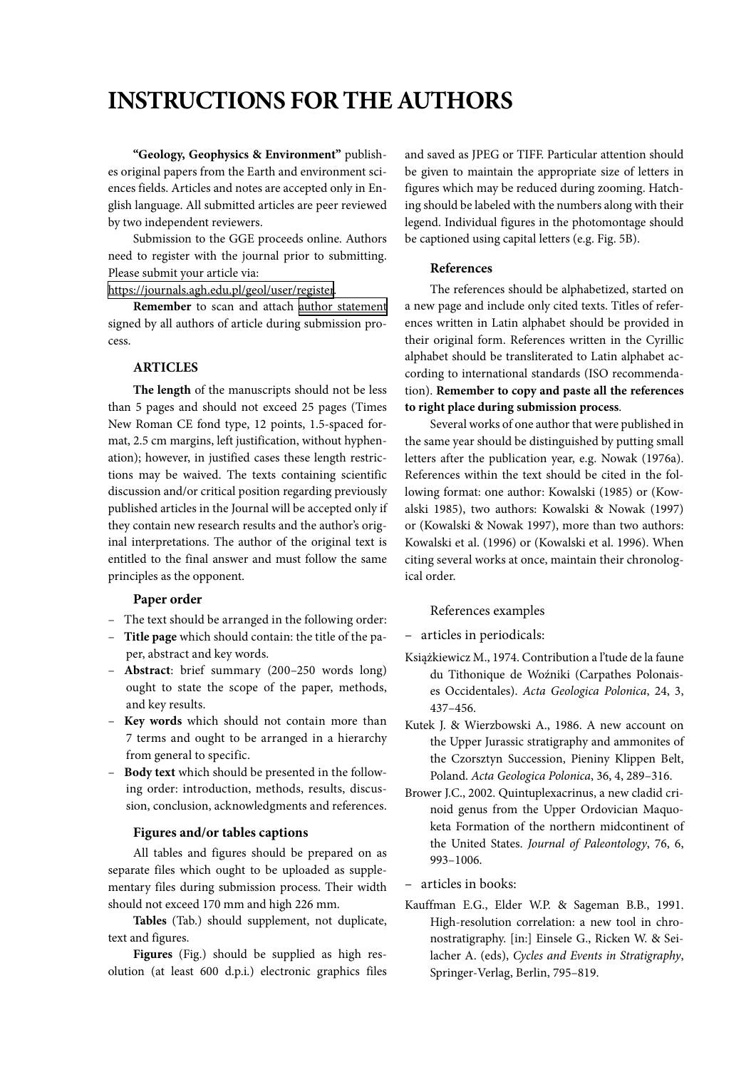# INSTRUCTIONS FOR THE AUTHORS

**"Geology, Geophysics & Environment"** publishes original papers from the Earth and environment sciences fields. Articles and notes are accepted only in English language. All submitted articles are peer reviewed by two independent reviewers.

Submission to the GGE proceeds online. Authors need to register with the journal prior to submitting. Please submit your article via:
https://journals.agh.edu.pl/geol/user/register.

**Remember** to scan and attach author statement signed by all authors of article during submission process.

## ARTICLES

**The length** of the manuscripts should not be less than 5 pages and should not exceed 25 pages (Times New Roman CE fond type, 12 points, 1.5-spaced format, 2.5 cm margins, left justification, without hyphenation); however, in justified cases these length restrictions may be waived. The texts containing scientific discussion and/or critical position regarding previously published articles in the Journal will be accepted only if they contain new research results and the author's original interpretations. The author of the original text is entitled to the final answer and must follow the same principles as the opponent.

### Paper order

- The text should be arranged in the following order:
- **Title page** which should contain: the title of the paper, abstract and key words.
- **Abstract**: brief summary (200–250 words long) ought to state the scope of the paper, methods, and key results.
- **Key words** which should not contain more than 7 terms and ought to be arranged in a hierarchy from general to specific.
- **Body text** which should be presented in the following order: introduction, methods, results, discussion, conclusion, acknowledgments and references.

### Figures and/or tables captions

All tables and figures should be prepared on as separate files which ought to be uploaded as supplementary files during submission process. Their width should not exceed 170 mm and high 226 mm.

**Tables** (Tab.) should supplement, not duplicate, text and figures.

**Figures** (Fig.) should be supplied as high resolution (at least 600 d.p.i.) electronic graphics files and saved as JPEG or TIFF. Particular attention should be given to maintain the appropriate size of letters in figures which may be reduced during zooming. Hatching should be labeled with the numbers along with their legend. Individual figures in the photomontage should be captioned using capital letters (e.g. Fig. 5B).

### References

The references should be alphabetized, started on a new page and include only cited texts. Titles of references written in Latin alphabet should be provided in their original form. References written in the Cyrillic alphabet should be transliterated to Latin alphabet according to international standards (ISO recommendation). **Remember to copy and paste all the references to right place during submission process**.

Several works of one author that were published in the same year should be distinguished by putting small letters after the publication year, e.g. Nowak (1976a). References within the text should be cited in the following format: one author: Kowalski (1985) or (Kowalski 1985), two authors: Kowalski & Nowak (1997) or (Kowalski & Nowak 1997), more than two authors: Kowalski et al. (1996) or (Kowalski et al. 1996). When citing several works at once, maintain their chronological order.

References examples

- articles in periodicals:

Książkiewicz M., 1974. Contribution a l'tude de la faune du Tithonique de Woźniki (Carpathes Polonaises Occidentales). *Acta Geologica Polonica*, 24, 3, 437–456.

Kutek J. & Wierzbowski A., 1986. A new account on the Upper Jurassic stratigraphy and ammonites of the Czorsztyn Succession, Pieniny Klippen Belt, Poland. *Acta Geologica Polonica*, 36, 4, 289–316.

Brower J.C., 2002. Quintuplexacrinus, a new cladid crinoid genus from the Upper Ordovician Maquoketa Formation of the northern midcontinent of the United States. *Journal of Paleontology*, 76, 6, 993–1006.

- articles in books:

Kauffman E.G., Elder W.P. & Sageman B.B., 1991. High-resolution correlation: a new tool in chronostratigraphy. [in:] Einsele G., Ricken W. & Seilacher A. (eds), *Cycles and Events in Stratigraphy*, Springer-Verlag, Berlin, 795–819.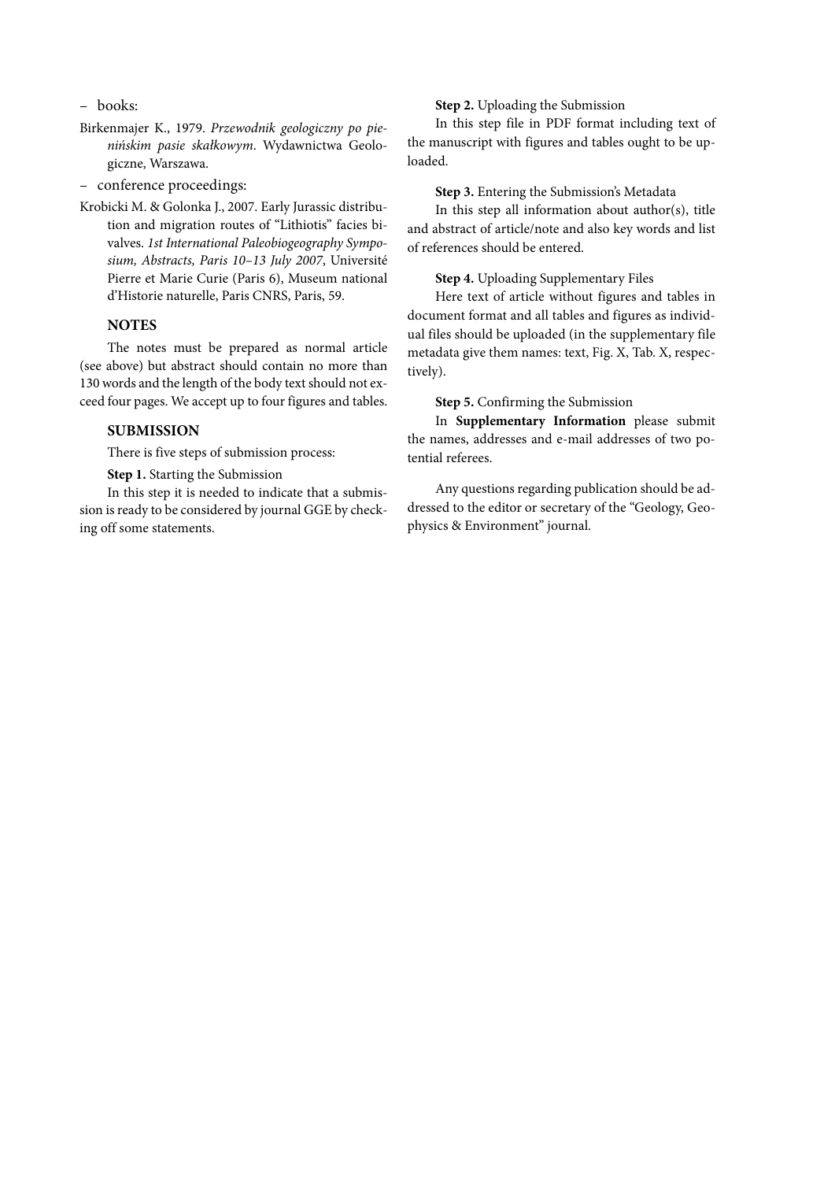– books:

Birkenmajer K., 1979. *Przewodnik geologiczny po pienińskim pasie skałkowym*. Wydawnictwa Geologiczne, Warszawa.

– conference proceedings:

Krobicki M. & Golonka J., 2007. Early Jurassic distribution and migration routes of "Lithiotis" facies bivalves. *1st International Paleobiogeography Symposium, Abstracts, Paris 10–13 July 2007*, Université Pierre et Marie Curie (Paris 6), Museum national d'Historie naturelle, Paris CNRS, Paris, 59.

## NOTES

The notes must be prepared as normal article (see above) but abstract should contain no more than 130 words and the length of the body text should not exceed four pages. We accept up to four figures and tables.

## SUBMISSION

There is five steps of submission process:

**Step 1.** Starting the Submission

In this step it is needed to indicate that a submission is ready to be considered by journal GGE by checking off some statements.

**Step 2.** Uploading the Submission

In this step file in PDF format including text of the manuscript with figures and tables ought to be uploaded.

**Step 3.** Entering the Submission's Metadata

In this step all information about author(s), title and abstract of article/note and also key words and list of references should be entered.

**Step 4.** Uploading Supplementary Files

Here text of article without figures and tables in document format and all tables and figures as individual files should be uploaded (in the supplementary file metadata give them names: text, Fig. X, Tab. X, respectively).

**Step 5.** Confirming the Submission

In **Supplementary Information** please submit the names, addresses and e-mail addresses of two potential referees.

Any questions regarding publication should be addressed to the editor or secretary of the "Geology, Geophysics & Environment" journal.